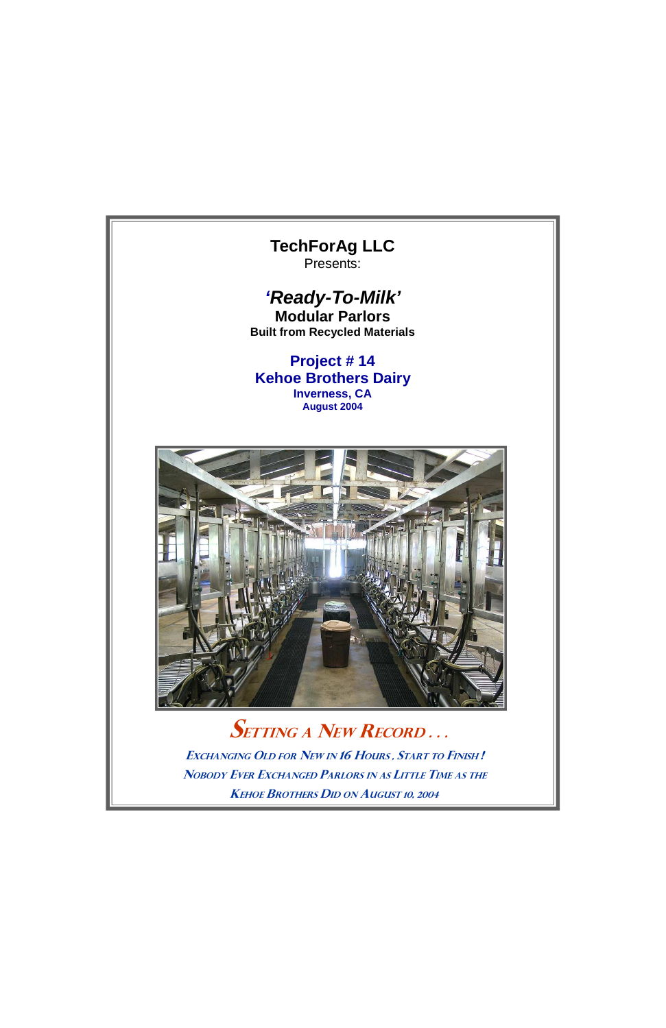# TechForAg LLC

Presents:

## *'Ready-To-Milk'*

### Modular Parlors

**Built from Recycled Materials**

## Project # 14

## Kehoe Brothers Dairy

**Inverness, CA**

**August 2004**

## *SETTING A NEW RECORD . . .*

***EXCHANGING OLD FOR NEW IN 16 HOURS, START TO FINISH!***

***NOBODY EVER EXCHANGED PARLORS IN AS LITTLE TIME AS THE KEHOE BROTHERS DID ON AUGUST 10, 2004***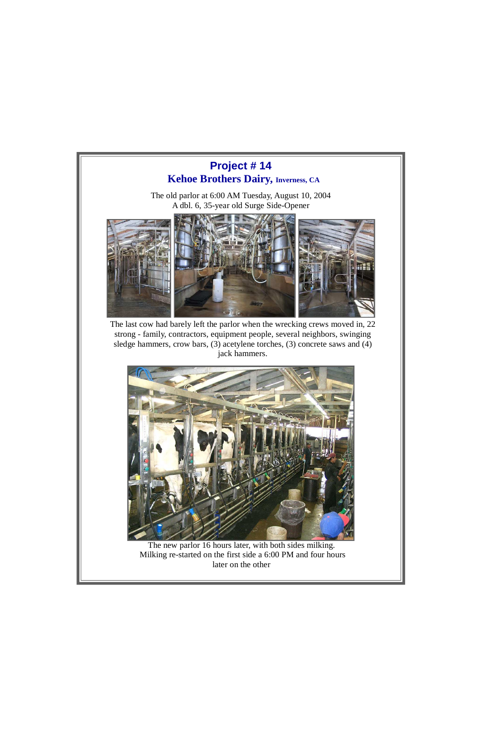# Project # 14

## Kehoe Brothers Dairy, Inverness, CA

The old parlor at 6:00 AM Tuesday, August 10, 2004
A dbl. 6, 35-year old Surge Side-Opener

The last cow had barely left the parlor when the wrecking crews moved in, 22 strong - family, contractors, equipment people, several neighbors, swinging sledge hammers, crow bars, (3) acetylene torches, (3) concrete saws and (4) jack hammers.

The new parlor 16 hours later, with both sides milking.
Milking re-started on the first side a 6:00 PM and four hours later on the other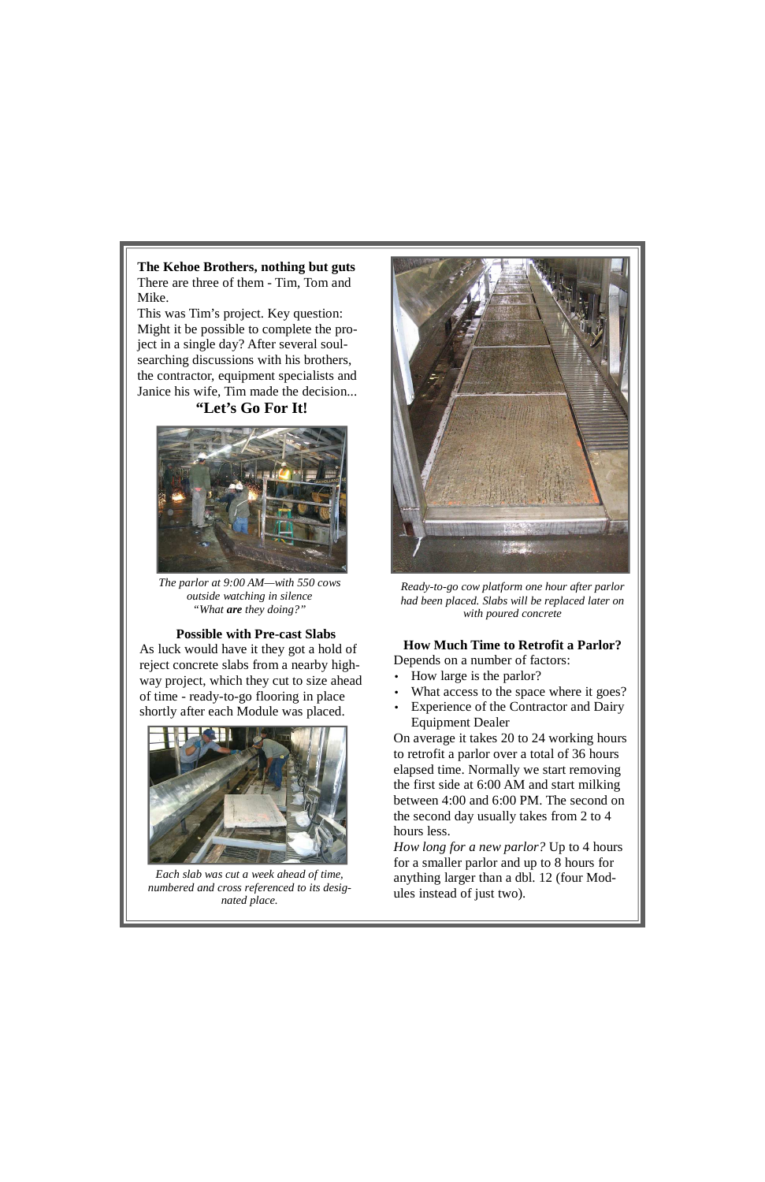**The Kehoe Brothers, nothing but guts**

There are three of them - Tim, Tom and Mike.

This was Tim's project. Key question: Might it be possible to complete the project in a single day? After several soul-searching discussions with his brothers, the contractor, equipment specialists and Janice his wife, Tim made the decision...

**"Let's Go For It!**

*The parlor at 9:00 AM—with 550 cows outside watching in silence "What* ***are*** *they doing?"*

**Possible with Pre-cast Slabs**

As luck would have it they got a hold of reject concrete slabs from a nearby highway project, which they cut to size ahead of time - ready-to-go flooring in place shortly after each Module was placed.

*Each slab was cut a week ahead of time, numbered and cross referenced to its designated place.*

*Ready-to-go cow platform one hour after parlor had been placed. Slabs will be replaced later on with poured concrete*

**How Much Time to Retrofit a Parlor?**

Depends on a number of factors:

- How large is the parlor?
- What access to the space where it goes?
- Experience of the Contractor and Dairy Equipment Dealer

On average it takes 20 to 24 working hours to retrofit a parlor over a total of 36 hours elapsed time. Normally we start removing the first side at 6:00 AM and start milking between 4:00 and 6:00 PM. The second on the second day usually takes from 2 to 4 hours less.

*How long for a new parlor?* Up to 4 hours for a smaller parlor and up to 8 hours for anything larger than a dbl. 12 (four Modules instead of just two).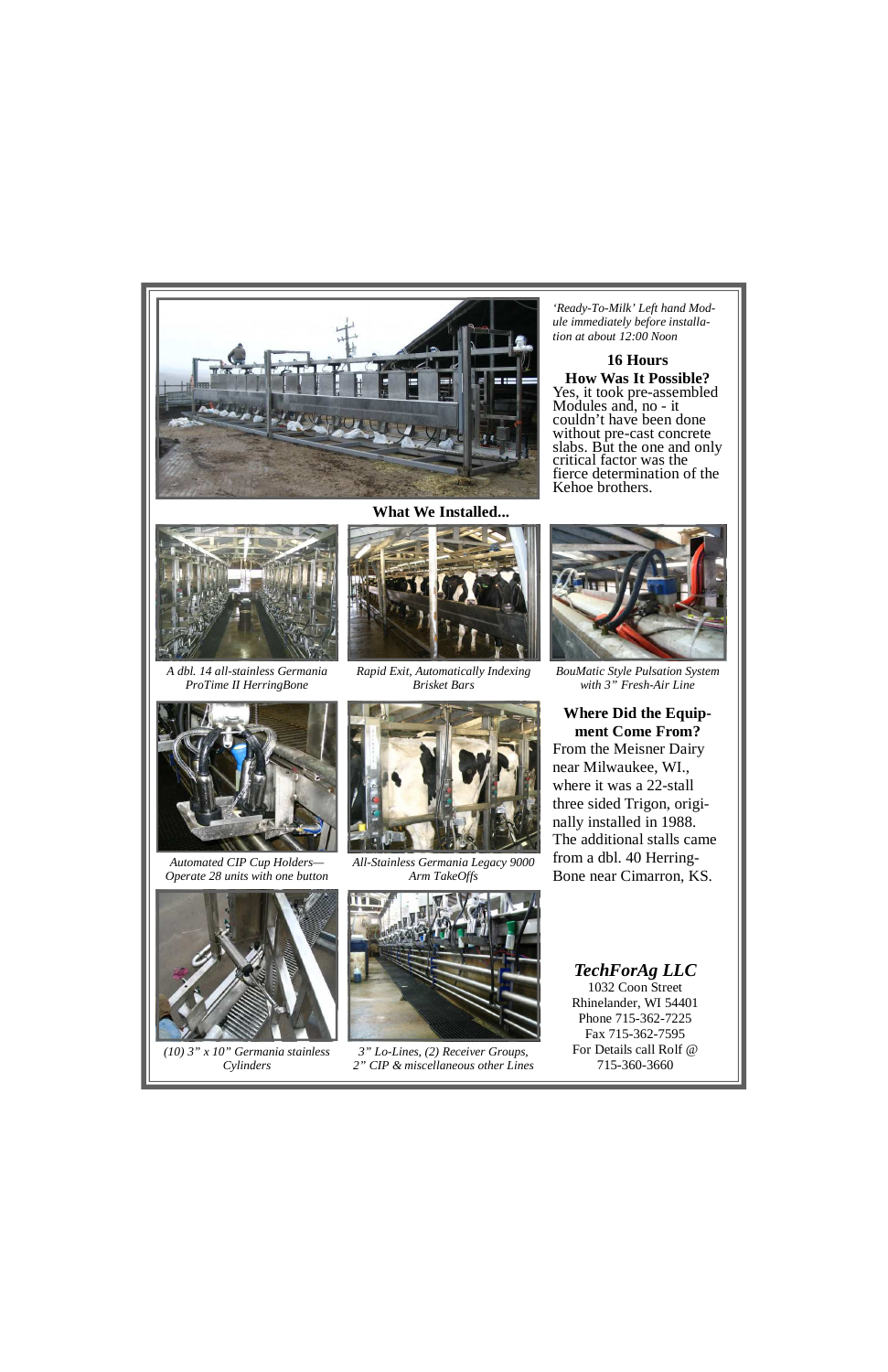*'Ready-To-Milk' Left hand Module immediately before installation at about 12:00 Noon*

### 16 Hours

### How Was It Possible?

Yes, it took pre-assembled Modules and, no - it couldn't have been done without pre-cast concrete slabs. But the one and only critical factor was the fierce determination of the Kehoe brothers.

### What We Installed...

*A dbl. 14 all-stainless Germania ProTime II HerringBone*

*Rapid Exit, Automatically Indexing Brisket Bars*

*BouMatic Style Pulsation System with 3" Fresh-Air Line*

*Automated CIP Cup Holders—Operate 28 units with one button*

*All-Stainless Germania Legacy 9000 Arm TakeOffs*

*(10) 3" x 10" Germania stainless Cylinders*

*3" Lo-Lines, (2) Receiver Groups, 2" CIP & miscellaneous other Lines*

### Where Did the Equipment Come From?

From the Meisner Dairy near Milwaukee, WI., where it was a 22-stall three sided Trigon, originally installed in 1988. The additional stalls came from a dbl. 40 HerringBone near Cimarron, KS.

***TechForAg LLC***

1032 Coon Street
Rhinelander, WI 54401
Phone 715-362-7225
Fax 715-362-7595
For Details call Rolf @ 715-360-3660